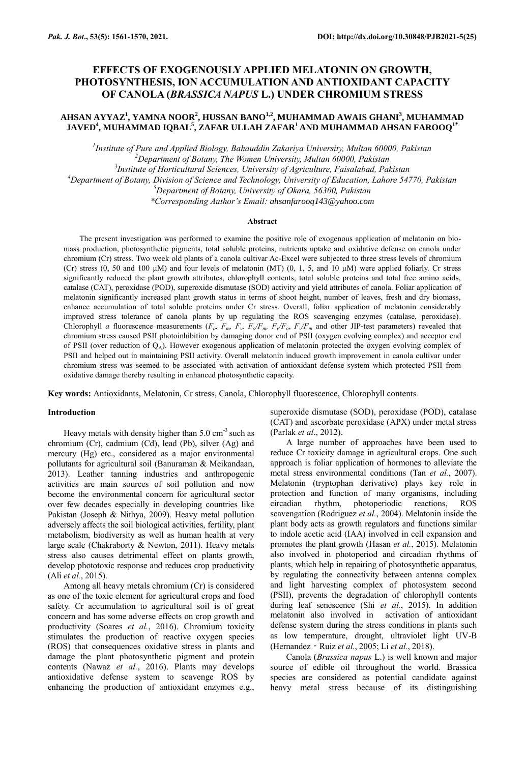# EFFECTS OF EXOGENOUSLY APPLIED MELATONIN ON GROWTH, PHOTOSYNTHESIS, ION ACCUMULATION AND ANTIOXIDANT CAPACITY OF CANOLA (*BRASSICA NAPUS* L.) UNDER CHROMIUM STRESS

**AHSAN AYYAZ[1], YAMNA NOOR[2], HUSSAN BANO[1,2], MUHAMMAD AWAIS GHANI[3], MUHAMMAD JAVED[4], MUHAMMAD IQBAL[5], ZAFAR ULLAH ZAFAR[1] AND MUHAMMAD AHSAN FAROOQ[1*]**

*[1]Institute of Pure and Applied Biology, Bahauddin Zakariya University, Multan 60000, Pakistan*
*[2]Department of Botany, The Women University, Multan 60000, Pakistan*
*[3]Institute of Horticultural Sciences, University of Agriculture, Faisalabad, Pakistan*
*[4]Department of Botany, Division of Science and Technology, University of Education, Lahore 54770, Pakistan*
*[5]Department of Botany, University of Okara, 56300, Pakistan*
*\*Corresponding Author's Email: ahsanfarooq143@yahoo.com*

### Abstract

The present investigation was performed to examine the positive role of exogenous application of melatonin on bio-mass production, photosynthetic pigments, total soluble proteins, nutrients uptake and oxidative defense on canola under chromium (Cr) stress. Two week old plants of a canola cultivar Ac-Excel were subjected to three stress levels of chromium (Cr) stress (0, 50 and 100 µM) and four levels of melatonin (MT) (0, 1, 5, and 10 µM) were applied foliarly. Cr stress significantly reduced the plant growth attributes, chlorophyll contents, total soluble proteins and total free amino acids, catalase (CAT), peroxidase (POD), superoxide dismutase (SOD) activity and yield attributes of canola. Foliar application of melatonin significantly increased plant growth status in terms of shoot height, number of leaves, fresh and dry biomass, enhance accumulation of total soluble proteins under Cr stress. Overall, foliar application of melatonin considerably improved stress tolerance of canola plants by up regulating the ROS scavenging enzymes (catalase, peroxidase). Chlorophyll *a* fluorescence measurements ($F_o$, $F_m$, $F_v$, $F_o/F_m$, $F_v/F_o$, $F_v/F_m$ and other JIP-test parameters) revealed that chromium stress caused PSII photoinhibition by damaging donor end of PSII (oxygen evolving complex) and acceptor end of PSII (over reduction of $Q_A$). However exogenous application of melatonin protected the oxygen evolving complex of PSII and helped out in maintaining PSII activity. Overall melatonin induced growth improvement in canola cultivar under chromium stress was seemed to be associated with activation of antioxidant defense system which protected PSII from oxidative damage thereby resulting in enhanced photosynthetic capacity.

**Key words:** Antioxidants, Melatonin, Cr stress, Canola, Chlorophyll fluorescence, Chlorophyll contents.

## Introduction

Heavy metals with density higher than 5.0 $cm^{-3}$ such as chromium (Cr), cadmium (Cd), lead (Pb), silver (Ag) and mercury (Hg) etc., considered as a major environmental pollutants for agricultural soil (Banuraman & Meikandaan, 2013). Leather tanning industries and anthropogenic activities are main sources of soil pollution and now become the environmental concern for agricultural sector over few decades especially in developing countries like Pakistan (Joseph & Nithya, 2009). Heavy metal pollution adversely affects the soil biological activities, fertility, plant metabolism, biodiversity as well as human health at very large scale (Chakraborty & Newton, 2011). Heavy metals stress also causes detrimental effect on plants growth, develop phototoxic response and reduces crop productivity (Ali *et al.*, 2015).

Among all heavy metals chromium (Cr) is considered as one of the toxic element for agricultural crops and food safety. Cr accumulation to agricultural soil is of great concern and has some adverse effects on crop growth and productivity (Soares *et al.*, 2016). Chromium toxicity stimulates the production of reactive oxygen species (ROS) that consequences oxidative stress in plants and damage the plant photosynthetic pigment and protein contents (Nawaz *et al.*, 2016). Plants may develops antioxidative defense system to scavenge ROS by enhancing the production of antioxidant enzymes e.g., superoxide dismutase (SOD), peroxidase (POD), catalase (CAT) and ascorbate peroxidase (APX) under metal stress (Parlak *et al.*, 2012).

A large number of approaches have been used to reduce Cr toxicity damage in agricultural crops. One such approach is foliar application of hormones to alleviate the metal stress environmental conditions (Tan *et al.*, 2007). Melatonin (tryptophan derivative) plays key role in protection and function of many organisms, including circadian rhythm, photoperiodic reactions, ROS scavengation (Rodriguez *et al.*, 2004). Melatonin inside the plant body acts as growth regulators and functions similar to indole acetic acid (IAA) involved in cell expansion and promotes the plant growth (Hasan *et al.*, 2015). Melatonin also involved in photoperiod and circadian rhythms of plants, which help in repairing of photosynthetic apparatus, by regulating the connectivity between antenna complex and light harvesting complex of photosystem second (PSII), prevents the degradation of chlorophyll contents during leaf senescence (Shi *et al.*, 2015). In addition melatonin also involved in activation of antioxidant defense system during the stress conditions in plants such as low temperature, drought, ultraviolet light UV-B (Hernandez‐Ruiz *et al.*, 2005; Li *et al.*, 2018).

Canola (*Brassica napus* L.) is well known and major source of edible oil throughout the world. Brassica species are considered as potential candidate against heavy metal stress because of its distinguishing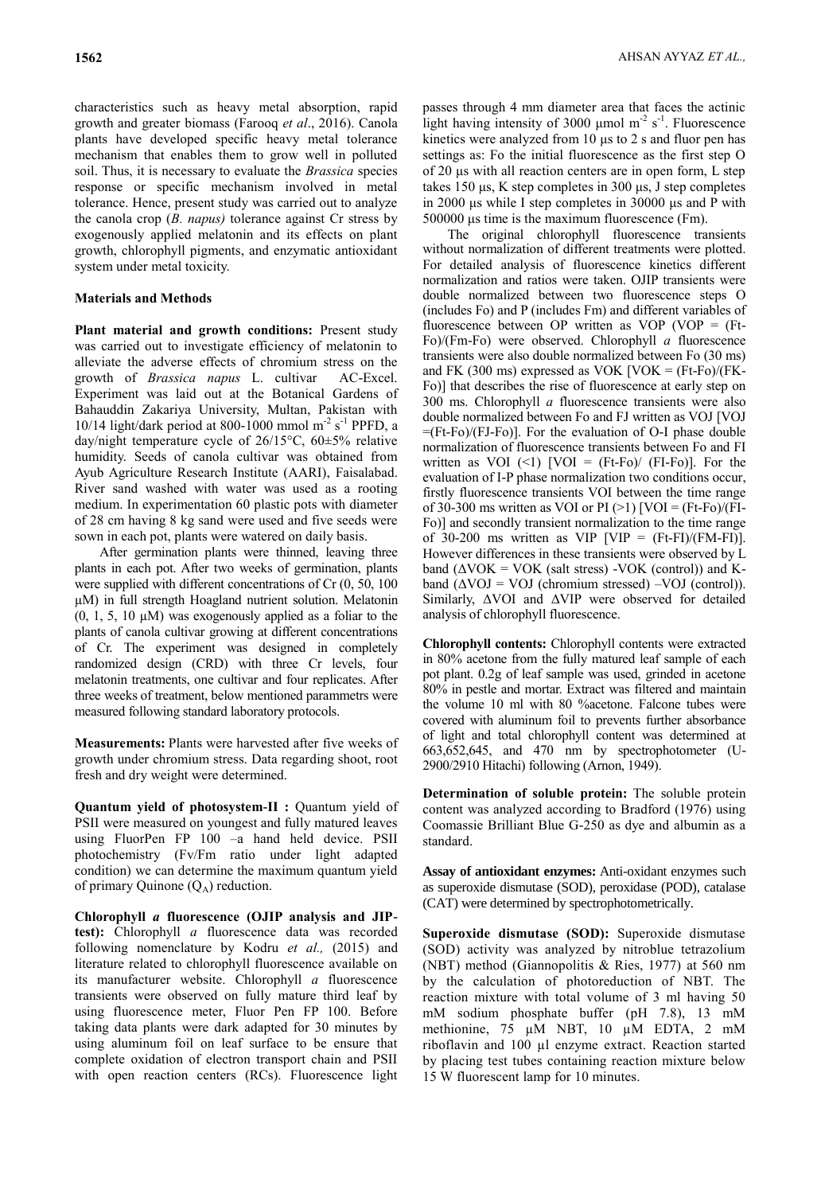characteristics such as heavy metal absorption, rapid growth and greater biomass (Farooq *et al*., 2016). Canola plants have developed specific heavy metal tolerance mechanism that enables them to grow well in polluted soil. Thus, it is necessary to evaluate the *Brassica* species response or specific mechanism involved in metal tolerance. Hence, present study was carried out to analyze the canola crop (*B. napus*) tolerance against Cr stress by exogenously applied melatonin and its effects on plant growth, chlorophyll pigments, and enzymatic antioxidant system under metal toxicity.

## Materials and Methods

**Plant material and growth conditions:** Present study was carried out to investigate efficiency of melatonin to alleviate the adverse effects of chromium stress on the growth of *Brassica napus* L. cultivar AC-Excel. Experiment was laid out at the Botanical Gardens of Bahauddin Zakariya University, Multan, Pakistan with 10/14 light/dark period at 800-1000 mmol $m^{-2}$ $s^{-1}$ PPFD, a day/night temperature cycle of 26/15°C, 60±5% relative humidity. Seeds of canola cultivar was obtained from Ayub Agriculture Research Institute (AARI), Faisalabad. River sand washed with water was used as a rooting medium. In experimentation 60 plastic pots with diameter of 28 cm having 8 kg sand were used and five seeds were sown in each pot, plants were watered on daily basis.

After germination plants were thinned, leaving three plants in each pot. After two weeks of germination, plants were supplied with different concentrations of Cr (0, 50, 100 µM) in full strength Hoagland nutrient solution. Melatonin (0, 1, 5, 10 µM) was exogenously applied as a foliar to the plants of canola cultivar growing at different concentrations of Cr. The experiment was designed in completely randomized design (CRD) with three Cr levels, four melatonin treatments, one cultivar and four replicates. After three weeks of treatment, below mentioned parammetrs were measured following standard laboratory protocols.

**Measurements:** Plants were harvested after five weeks of growth under chromium stress. Data regarding shoot, root fresh and dry weight were determined.

**Quantum yield of photosystem-II :** Quantum yield of PSII were measured on youngest and fully matured leaves using FluorPen FP 100 –a hand held device. PSII photochemistry (Fv/Fm ratio under light adapted condition) we can determine the maximum quantum yield of primary Quinone ($Q_A$) reduction.

**Chlorophyll *a* fluorescence (OJIP analysis and JIP-test):** Chlorophyll *a* fluorescence data was recorded following nomenclature by Kodru *et al.,* (2015) and literature related to chlorophyll fluorescence available on its manufacturer website. Chlorophyll *a* fluorescence transients were observed on fully mature third leaf by using fluorescence meter, Fluor Pen FP 100. Before taking data plants were dark adapted for 30 minutes by using aluminum foil on leaf surface to be ensure that complete oxidation of electron transport chain and PSII with open reaction centers (RCs). Fluorescence light passes through 4 mm diameter area that faces the actinic light having intensity of 3000 µmol $m^{-2}$ $s^{-1}$. Fluorescence kinetics were analyzed from 10 µs to 2 s and fluor pen has settings as: Fo the initial fluorescence as the first step O of 20 µs with all reaction centers are in open form, L step takes 150 µs, K step completes in 300 µs, J step completes in 2000 µs while I step completes in 30000 µs and P with 500000 µs time is the maximum fluorescence (Fm).

The original chlorophyll fluorescence transients without normalization of different treatments were plotted. For detailed analysis of fluorescence kinetics different normalization and ratios were taken. OJIP transients were double normalized between two fluorescence steps O (includes Fo) and P (includes Fm) and different variables of fluorescence between OP written as VOP (VOP = (Ft-Fo)/(Fm-Fo) were observed. Chlorophyll *a* fluorescence transients were also double normalized between Fo (30 ms) and FK (300 ms) expressed as VOK [VOK = (Ft-Fo)/(FK-Fo)] that describes the rise of fluorescence at early step on 300 ms. Chlorophyll *a* fluorescence transients were also double normalized between Fo and FJ written as VOJ [VOJ =(Ft-Fo)/(FJ-Fo)]. For the evaluation of O-I phase double normalization of fluorescence transients between Fo and FI written as VOI (<1) [VOI = (Ft-Fo)/ (FI-Fo)]. For the evaluation of I-P phase normalization two conditions occur, firstly fluorescence transients VOI between the time range of 30-300 ms written as VOI or PI (>1) [VOI = (Ft-Fo)/(FI-Fo)] and secondly transient normalization to the time range of 30-200 ms written as VIP [VIP = (Ft-FI)/(FM-FI)]. However differences in these transients were observed by L band (ΔVOK = VOK (salt stress) -VOK (control)) and K-band (ΔVOJ = VOJ (chromium stressed) –VOJ (control)). Similarly, ΔVOI and ΔVIP were observed for detailed analysis of chlorophyll fluorescence.

**Chlorophyll contents:** Chlorophyll contents were extracted in 80% acetone from the fully matured leaf sample of each pot plant. 0.2g of leaf sample was used, grinded in acetone 80% in pestle and mortar. Extract was filtered and maintain the volume 10 ml with 80 %acetone. Falcone tubes were covered with aluminum foil to prevents further absorbance of light and total chlorophyll content was determined at 663,652,645, and 470 nm by spectrophotometer (U-2900/2910 Hitachi) following (Arnon, 1949).

**Determination of soluble protein:** The soluble protein content was analyzed according to Bradford (1976) using Coomassie Brilliant Blue G-250 as dye and albumin as a standard.

**Assay of antioxidant enzymes:** Anti-oxidant enzymes such as superoxide dismutase (SOD), peroxidase (POD), catalase (CAT) were determined by spectrophotometrically.

**Superoxide dismutase (SOD):** Superoxide dismutase (SOD) activity was analyzed by nitroblue tetrazolium (NBT) method (Giannopolitis & Ries, 1977) at 560 nm by the calculation of photoreduction of NBT. The reaction mixture with total volume of 3 ml having 50 mM sodium phosphate buffer (pH 7.8), 13 mM methionine, 75 µM NBT, 10 µM EDTA, 2 mM riboflavin and 100 µl enzyme extract. Reaction started by placing test tubes containing reaction mixture below 15 W fluorescent lamp for 10 minutes.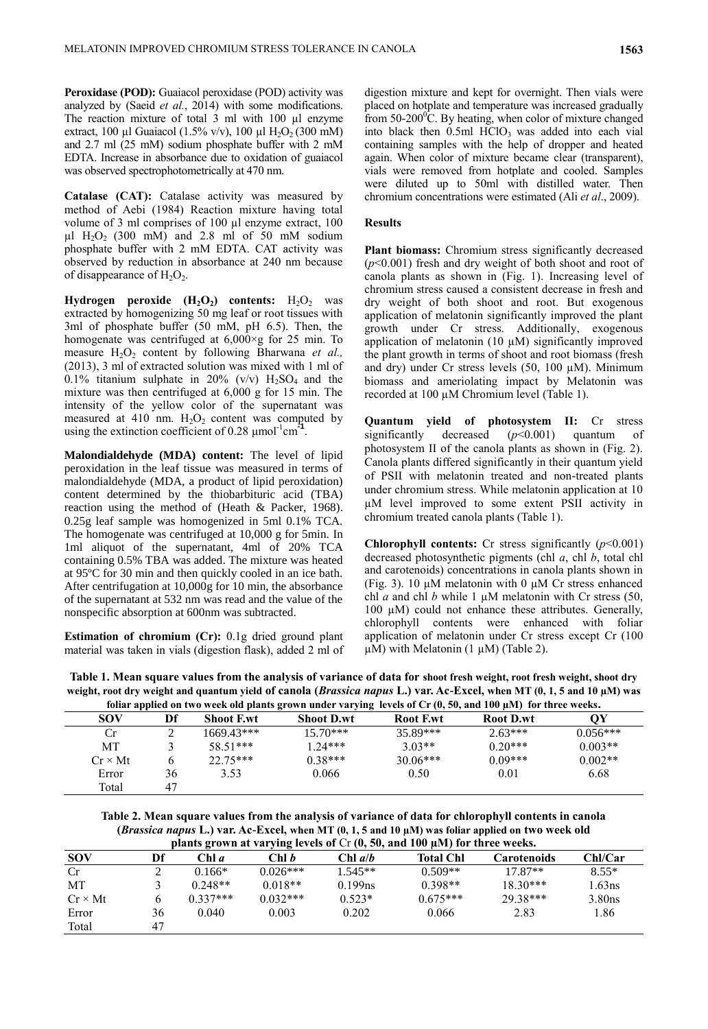**Peroxidase (POD):** Guaiacol peroxidase (POD) activity was analyzed by (Saeid *et al.*, 2014) with some modifications. The reaction mixture of total 3 ml with 100 µl enzyme extract, 100 µl Guaiacol (1.5% v/v), 100 µl $H_2O_2$ (300 mM) and 2.7 ml (25 mM) sodium phosphate buffer with 2 mM EDTA. Increase in absorbance due to oxidation of guaiacol was observed spectrophotometrically at 470 nm.

**Catalase (CAT):** Catalase activity was measured by method of Aebi (1984) Reaction mixture having total volume of 3 ml comprises of 100 µl enzyme extract, 100 µl $H_2O_2$ (300 mM) and 2.8 ml of 50 mM sodium phosphate buffer with 2 mM EDTA. CAT activity was observed by reduction in absorbance at 240 nm because of disappearance of $H_2O_2$.

**Hydrogen peroxide ($H_2O_2$) contents:** $H_2O_2$ was extracted by homogenizing 50 mg leaf or root tissues with 3ml of phosphate buffer (50 mM, pH 6.5). Then, the homogenate was centrifuged at 6,000×g for 25 min. To measure $H_2O_2$ content by following Bharwana *et al.,* (2013), 3 ml of extracted solution was mixed with 1 ml of 0.1% titanium sulphate in 20% (v/v) $H_2SO_4$ and the mixture was then centrifuged at 6,000 g for 15 min. The intensity of the yellow color of the supernatant was measured at 410 nm. $H_2O_2$ content was computed by using the extinction coefficient of 0.28 $\mu mol^{-1}cm^{-1}$.

**Malondialdehyde (MDA) content:** The level of lipid peroxidation in the leaf tissue was measured in terms of malondialdehyde (MDA, a product of lipid peroxidation) content determined by the thiobarbituric acid (TBA) reaction using the method of (Heath & Packer, 1968). 0.25g leaf sample was homogenized in 5ml 0.1% TCA. The homogenate was centrifuged at 10,000 g for 5min. In 1ml aliquot of the supernatant, 4ml of 20% TCA containing 0.5% TBA was added. The mixture was heated at 95ºC for 30 min and then quickly cooled in an ice bath. After centrifugation at 10,000g for 10 min, the absorbance of the supernatant at 532 nm was read and the value of the nonspecific absorption at 600nm was subtracted.

**Estimation of chromium (Cr):** 0.1g dried ground plant material was taken in vials (digestion flask), added 2 ml of digestion mixture and kept for overnight. Then vials were placed on hotplate and temperature was increased gradually from 50-200$^0$C. By heating, when color of mixture changed into black then 0.5ml $HClO_3$ was added into each vial containing samples with the help of dropper and heated again. When color of mixture became clear (transparent), vials were removed from hotplate and cooled. Samples were diluted up to 50ml with distilled water. Then chromium concentrations were estimated (Ali *et al*., 2009).

## Results

**Plant biomass:** Chromium stress significantly decreased ($p$<0.001) fresh and dry weight of both shoot and root of canola plants as shown in (Fig. 1). Increasing level of chromium stress caused a consistent decrease in fresh and dry weight of both shoot and root. But exogenous application of melatonin significantly improved the plant growth under Cr stress. Additionally, exogenous application of melatonin (10 µM) significantly improved the plant growth in terms of shoot and root biomass (fresh and dry) under Cr stress levels (50, 100 µM). Minimum biomass and ameriolating impact by Melatonin was recorded at 100 µM Chromium level (Table 1).

**Quantum yield of photosystem II:** Cr stress significantly decreased ($p$<0.001) quantum of photosystem II of the canola plants as shown in (Fig. 2). Canola plants differed significantly in their quantum yield of PSII with melatonin treated and non-treated plants under chromium stress. While melatonin application at 10 µM level improved to some extent PSII activity in chromium treated canola plants (Table 1).

**Chlorophyll contents:** Cr stress significantly ($p$<0.001) decreased photosynthetic pigments (chl *a*, chl *b*, total chl and carotenoids) concentrations in canola plants shown in (Fig. 3). 10 µM melatonin with 0 µM Cr stress enhanced chl *a* and chl *b* while 1 µM melatonin with Cr stress (50, 100 µM) could not enhance these attributes. Generally, chlorophyll contents were enhanced with foliar application of melatonin under Cr stress except Cr (100 µM) with Melatonin (1 µM) (Table 2).

**Table 1. Mean square values from the analysis of variance of data for shoot fresh weight, root fresh weight, shoot dry weight, root dry weight and quantum yield of canola (*Brassica napus* L.) var. Ac-Excel, when MT (0, 1, 5 and 10 µM) was foliar applied on two week old plants grown under varying levels of Cr (0, 50, and 100 µM) for three weeks.**

| SOV | Df | Shoot F.wt | Shoot D.wt | Root F.wt | Root D.wt | QY |
|---|---|---|---|---|---|---|
| Cr | 2 | 1669.43*** | 15.70*** | 35.89*** | 2.63*** | 0.056*** |
| MT | 3 | 58.51*** | 1.24*** | 3.03** | 0.20*** | 0.003** |
| Cr × Mt | 6 | 22.75*** | 0.38*** | 30.06*** | 0.09*** | 0.002** |
| Error | 36 | 3.53 | 0.066 | 0.50 | 0.01 | 6.68 |
| Total | 47 | | | | | |

**Table 2. Mean square values from the analysis of variance of data for chlorophyll contents in canola (*Brassica napus* L.) var. Ac-Excel, when MT (0, 1, 5 and 10 µM) was foliar applied on two week old plants grown at varying levels of Cr (0, 50, and 100 µM) for three weeks.**

| SOV | Df | Chl *a* | Chl *b* | Chl *a*/*b* | Total Chl | Carotenoids | Chl/Car |
|---|---|---|---|---|---|---|---|
| Cr | 2 | 0.166* | 0.026*** | 1.545** | 0.509** | 17.87** | 8.55* |
| MT | 3 | 0.248** | 0.018** | 0.199ns | 0.398** | 18.30*** | 1.63ns |
| Cr × Mt | 6 | 0.337*** | 0.032*** | 0.523* | 0.675*** | 29.38*** | 3.80ns |
| Error | 36 | 0.040 | 0.003 | 0.202 | 0.066 | 2.83 | 1.86 |
| Total | 47 | | | | | | |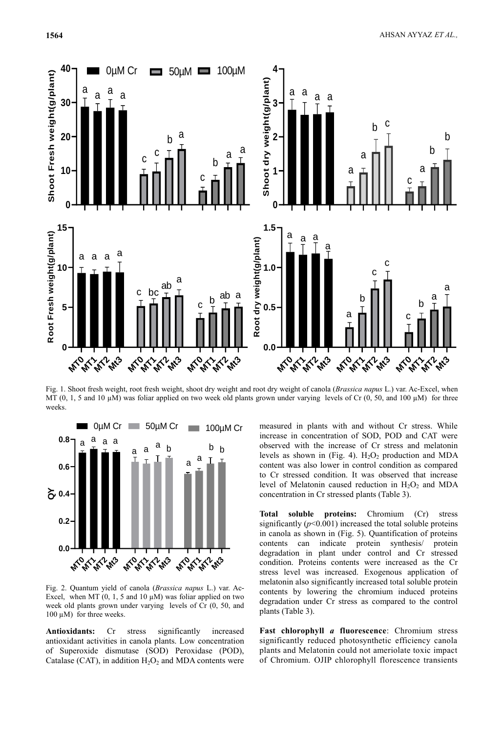Fig. 1. Shoot fresh weight, root fresh weight, shoot dry weight and root dry weight of canola (*Brassica napus* L.) var. Ac-Excel, when MT (0, 1, 5 and 10 µM) was foliar applied on two week old plants grown under varying levels of Cr (0, 50, and 100 µM) for three weeks.

Fig. 2. Quantum yield of canola (*Brassica napus* L.) var. Ac-Excel, when MT (0, 1, 5 and 10 µM) was foliar applied on two week old plants grown under varying levels of Cr (0, 50, and 100 µM) for three weeks.

**Antioxidants:** Cr stress significantly increased antioxidant activities in canola plants. Low concentration of Superoxide dismutase (SOD) Peroxidase (POD), Catalase (CAT), in addition $H_2O_2$ and MDA contents were measured in plants with and without Cr stress. While increase in concentration of SOD, POD and CAT were observed with the increase of Cr stress and melatonin levels as shown in (Fig. 4). $H_2O_2$ production and MDA content was also lower in control condition as compared to Cr stressed condition. It was observed that increase level of Melatonin caused reduction in $H_2O_2$ and MDA concentration in Cr stressed plants (Table 3).

**Total soluble proteins:** Chromium (Cr) stress significantly ($p<0.001$) increased the total soluble proteins in canola as shown in (Fig. 5). Quantification of proteins contents can indicate protein synthesis/ protein degradation in plant under control and Cr stressed condition. Proteins contents were increased as the Cr stress level was increased. Exogenous application of melatonin also significantly increased total soluble protein contents by lowering the chromium induced proteins degradation under Cr stress as compared to the control plants (Table 3).

**Fast chlorophyll *a* fluorescence**: Chromium stress significantly reduced photosynthetic efficiency canola plants and Melatonin could not ameriolate toxic impact of Chromium. OJIP chlorophyll florescence transients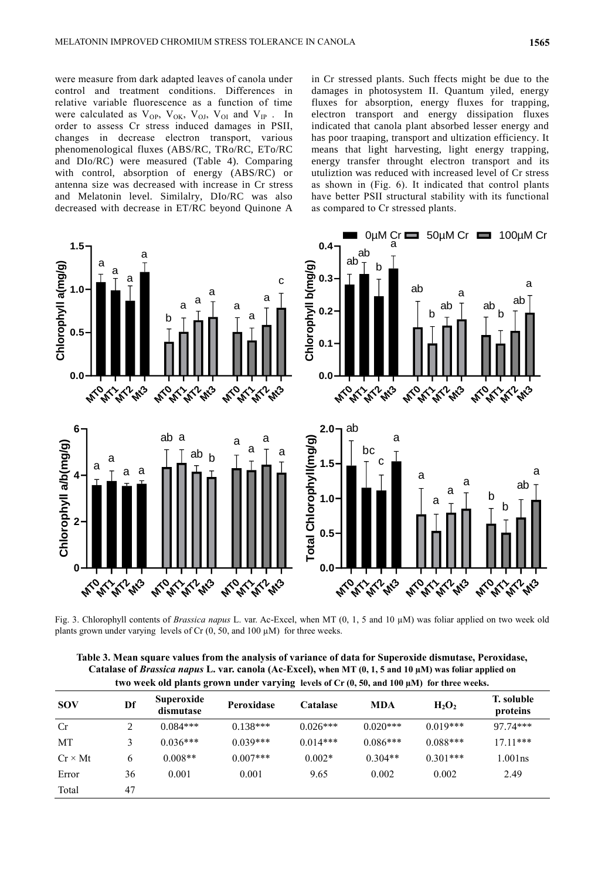were measure from dark adapted leaves of canola under control and treatment conditions. Differences in relative variable fluorescence as a function of time were calculated as $V_{OP}$, $V_{OK}$, $V_{OJ}$, $V_{OI}$ and $V_{IP}$ . In order to assess Cr stress induced damages in PSII, changes in decrease electron transport, various phenomenological fluxes (ABS/RC, TRo/RC, ETo/RC and DIo/RC) were measured (Table 4). Comparing with control, absorption of energy (ABS/RC) or antenna size was decreased with increase in Cr stress and Melatonin level. Similalry, DIo/RC was also decreased with decrease in ET/RC beyond Quinone A in Cr stressed plants. Such ffects might be due to the damages in photosystem II. Quantum yiled, energy fluxes for absorption, energy fluxes for trapping, electron transport and energy dissipation fluxes indicated that canola plant absorbed lesser energy and has poor traaping, transport and ultization efficiency. It means that light harvesting, light energy trapping, energy transfer throught electron transport and its utuliztion was reduced with increased level of Cr stress as shown in (Fig. 6). It indicated that control plants have better PSII structural stability with its functional as compared to Cr stressed plants.

Fig. 3. Chlorophyll contents of *Brassica napus* L. var. Ac-Excel, when MT (0, 1, 5 and 10 µM) was foliar applied on two week old plants grown under varying levels of Cr (0, 50, and 100 µM) for three weeks.

**Table 3. Mean square values from the analysis of variance of data for Superoxide dismutase, Peroxidase, Catalase of *Brassica napus* L. var. canola (Ac-Excel), when MT (0, 1, 5 and 10 µM) was foliar applied on two week old plants grown under varying levels of Cr (0, 50, and 100 µM) for three weeks.**

| SOV | Df | Superoxide dismutase | Peroxidase | Catalase | MDA | $H_2O_2$ | T. soluble proteins |
|---|---|---|---|---|---|---|---|
| Cr | 2 | 0.084*** | 0.138*** | 0.026*** | 0.020*** | 0.019*** | 97.74*** |
| MT | 3 | 0.036*** | 0.039*** | 0.014*** | 0.086*** | 0.088*** | 17.11*** |
| Cr × Mt | 6 | 0.008** | 0.007*** | 0.002* | 0.304** | 0.301*** | 1.001ns |
| Error | 36 | 0.001 | 0.001 | 9.65 | 0.002 | 0.002 | 2.49 |
| Total | 47 | | | | | | |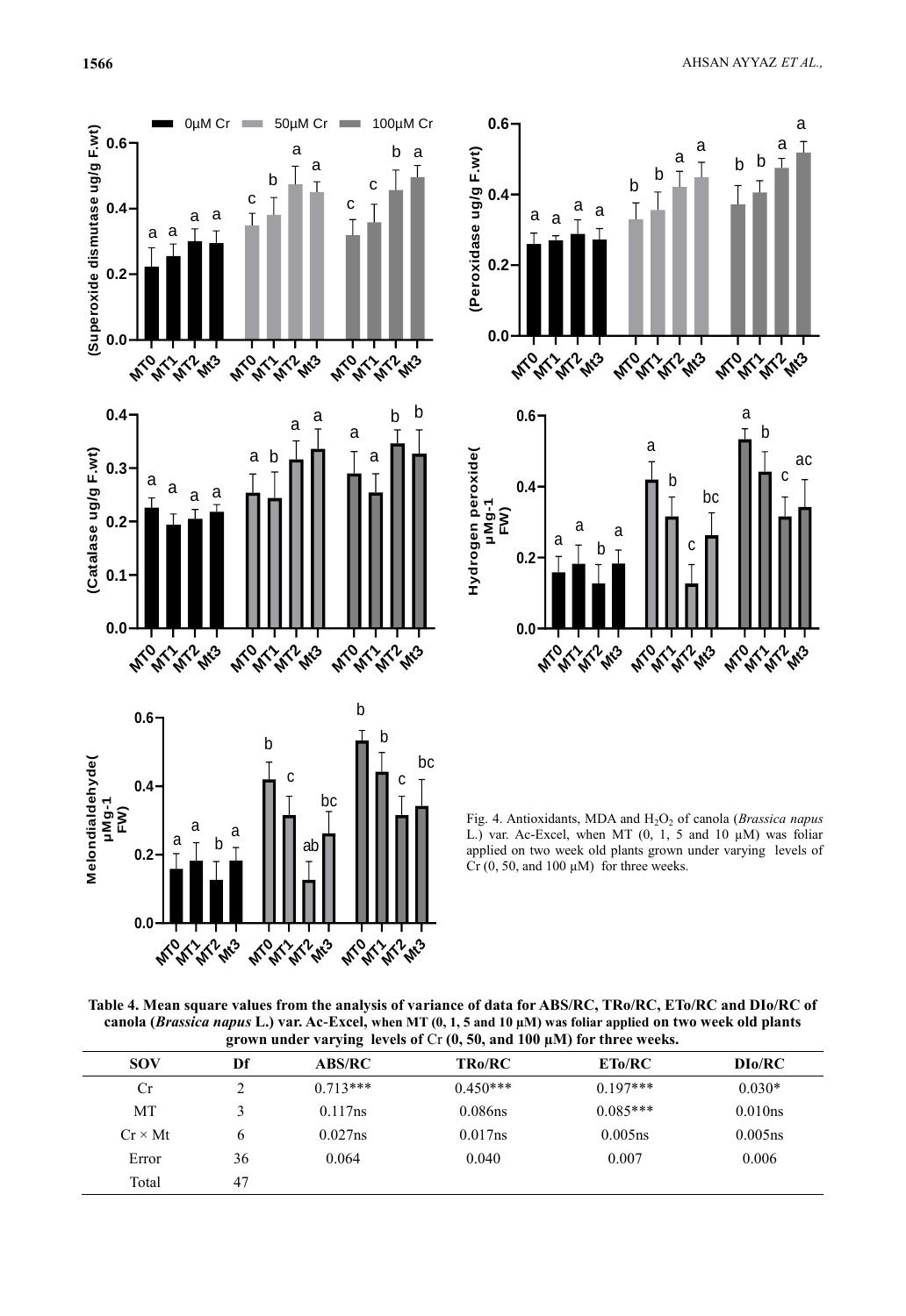Fig. 4. Antioxidants, MDA and $H_2O_2$ of canola (*Brassica napus* L.) var. Ac-Excel, when MT (0, 1, 5 and 10 µM) was foliar applied on two week old plants grown under varying levels of Cr (0, 50, and 100 µM) for three weeks.

**Table 4. Mean square values from the analysis of variance of data for ABS/RC, TRo/RC, ETo/RC and DIo/RC of canola (*Brassica napus* L.) var. Ac-Excel, when MT (0, 1, 5 and 10 µM) was foliar applied on two week old plants grown under varying levels of Cr (0, 50, and 100 µM) for three weeks.**

| SOV | Df | ABS/RC | TRo/RC | ETo/RC | DIo/RC |
|---|---|---|---|---|---|
| Cr | 2 | 0.713*** | 0.450*** | 0.197*** | 0.030* |
| MT | 3 | 0.117ns | 0.086ns | 0.085*** | 0.010ns |
| Cr × Mt | 6 | 0.027ns | 0.017ns | 0.005ns | 0.005ns |
| Error | 36 | 0.064 | 0.040 | 0.007 | 0.006 |
| Total | 47 | | | | |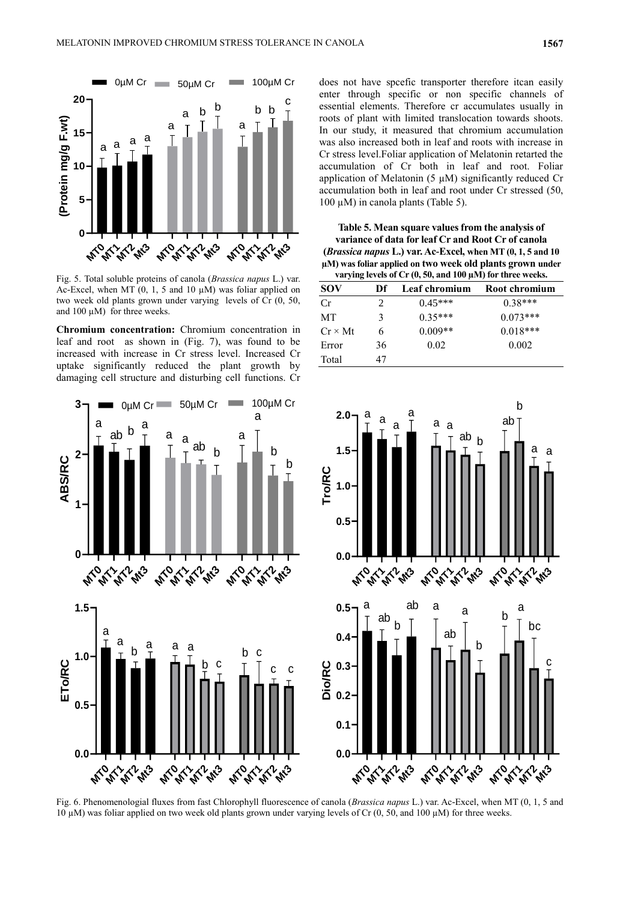Fig. 5. Total soluble proteins of canola (*Brassica napus* L.) var. Ac-Excel, when MT (0, 1, 5 and 10 µM) was foliar applied on two week old plants grown under varying levels of Cr (0, 50, and 100 µM) for three weeks.

**Chromium concentration:** Chromium concentration in leaf and root as shown in (Fig. 7), was found to be increased with increase in Cr stress level. Increased Cr uptake significantly reduced the plant growth by damaging cell structure and disturbing cell functions. Cr does not have spcefic transporter therefore itcan easily enter through specific or non specific channels of essential elements. Therefore cr accumulates usually in roots of plant with limited translocation towards shoots. In our study, it measured that chromium accumulation was also increased both in leaf and roots with increase in Cr stress level.Foliar application of Melatonin retarted the accumulation of Cr both in leaf and root. Foliar application of Melatonin (5 µM) significantly reduced Cr accumulation both in leaf and root under Cr stressed (50, 100 µM) in canola plants (Table 5).

**Table 5. Mean square values from the analysis of variance of data for leaf Cr and Root Cr of canola (*Brassica napus* L.) var. Ac-Excel, when MT (0, 1, 5 and 10 µM) was foliar applied on two week old plants grown under varying levels of Cr (0, 50, and 100 µM) for three weeks.**

| SOV | Df | Leaf chromium | Root chromium |
|---|---|---|---|
| Cr | 2 | 0.45*** | 0.38*** |
| MT | 3 | 0.35*** | 0.073*** |
| Cr × Mt | 6 | 0.009** | 0.018*** |
| Error | 36 | 0.02 | 0.002 |
| Total | 47 | | |

Fig. 6. Phenomenologial fluxes from fast Chlorophyll fluorescence of canola (*Brassica napus* L.) var. Ac-Excel, when MT (0, 1, 5 and 10 µM) was foliar applied on two week old plants grown under varying levels of Cr (0, 50, and 100 µM) for three weeks.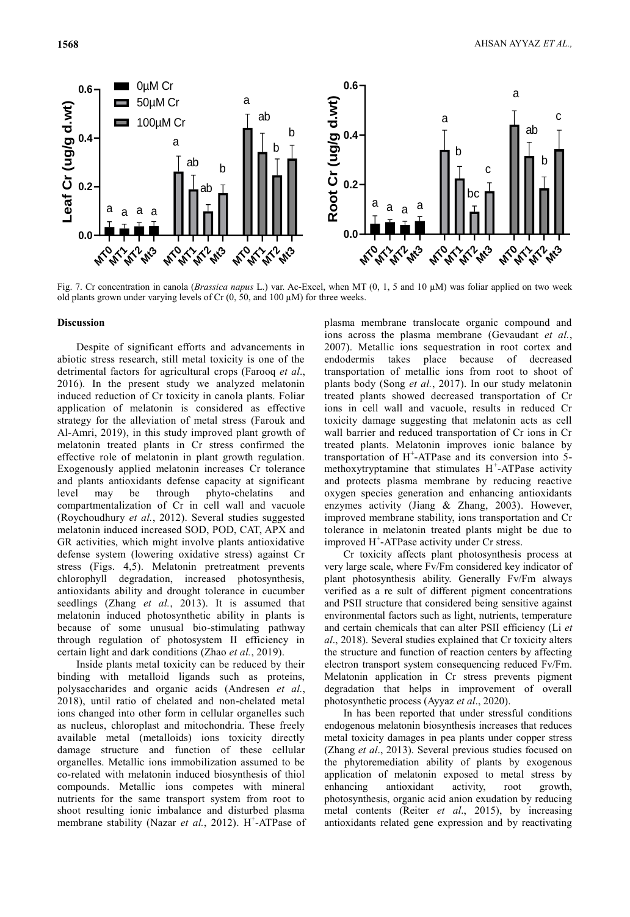Fig. 7. Cr concentration in canola (*Brassica napus* L.) var. Ac-Excel, when MT (0, 1, 5 and 10 µM) was foliar applied on two week old plants grown under varying levels of Cr (0, 50, and 100 µM) for three weeks.

## Discussion

Despite of significant efforts and advancements in abiotic stress research, still metal toxicity is one of the detrimental factors for agricultural crops (Farooq *et al*., 2016). In the present study we analyzed melatonin induced reduction of Cr toxicity in canola plants. Foliar application of melatonin is considered as effective strategy for the alleviation of metal stress (Farouk and Al-Amri, 2019), in this study improved plant growth of melatonin treated plants in Cr stress confirmed the effective role of melatonin in plant growth regulation. Exogenously applied melatonin increases Cr tolerance and plants antioxidants defense capacity at significant level may be through phyto-chelatins and compartmentalization of Cr in cell wall and vacuole (Roychoudhury *et al.*, 2012). Several studies suggested melatonin induced increased SOD, POD, CAT, APX and GR activities, which might involve plants antioxidative defense system (lowering oxidative stress) against Cr stress (Figs. 4,5). Melatonin pretreatment prevents chlorophyll degradation, increased photosynthesis, antioxidants ability and drought tolerance in cucumber seedlings (Zhang *et al.*, 2013). It is assumed that melatonin induced photosynthetic ability in plants is because of some unusual bio-stimulating pathway through regulation of photosystem II efficiency in certain light and dark conditions (Zhao *et al.*, 2019).

Inside plants metal toxicity can be reduced by their binding with metalloid ligands such as proteins, polysaccharides and organic acids (Andresen *et al.*, 2018), until ratio of chelated and non-chelated metal ions changed into other form in cellular organelles such as nucleus, chloroplast and mitochondria. These freely available metal (metalloids) ions toxicity directly damage structure and function of these cellular organelles. Metallic ions immobilization assumed to be co-related with melatonin induced biosynthesis of thiol compounds. Metallic ions competes with mineral nutrients for the same transport system from root to shoot resulting ionic imbalance and disturbed plasma membrane stability (Nazar *et al.*, 2012). $H^+$-ATPase of plasma membrane translocate organic compound and ions across the plasma membrane (Gevaudant *et al.*, 2007). Metallic ions sequestration in root cortex and endodermis takes place because of decreased transportation of metallic ions from root to shoot of plants body (Song *et al.*, 2017). In our study melatonin treated plants showed decreased transportation of Cr ions in cell wall and vacuole, results in reduced Cr toxicity damage suggesting that melatonin acts as cell wall barrier and reduced transportation of Cr ions in Cr treated plants. Melatonin improves ionic balance by transportation of $H^+$-ATPase and its conversion into 5-methoxytryptamine that stimulates $H^+$-ATPase activity and protects plasma membrane by reducing reactive oxygen species generation and enhancing antioxidants enzymes activity (Jiang & Zhang, 2003). However, improved membrane stability, ions transportation and Cr tolerance in melatonin treated plants might be due to improved $H^+$-ATPase activity under Cr stress.

Cr toxicity affects plant photosynthesis process at very large scale, where Fv/Fm considered key indicator of plant photosynthesis ability. Generally Fv/Fm always verified as a re sult of different pigment concentrations and PSII structure that considered being sensitive against environmental factors such as light, nutrients, temperature and certain chemicals that can alter PSII efficiency (Li *et al*., 2018). Several studies explained that Cr toxicity alters the structure and function of reaction centers by affecting electron transport system consequencing reduced Fv/Fm. Melatonin application in Cr stress prevents pigment degradation that helps in improvement of overall photosynthetic process (Ayyaz *et al*., 2020).

In has been reported that under stressful conditions endogenous melatonin biosynthesis increases that reduces metal toxicity damages in pea plants under copper stress (Zhang *et al*., 2013). Several previous studies focused on the phytoremediation ability of plants by exogenous application of melatonin exposed to metal stress by enhancing antioxidant activity, root growth, photosynthesis, organic acid anion exudation by reducing metal contents (Reiter *et al*., 2015), by increasing antioxidants related gene expression and by reactivating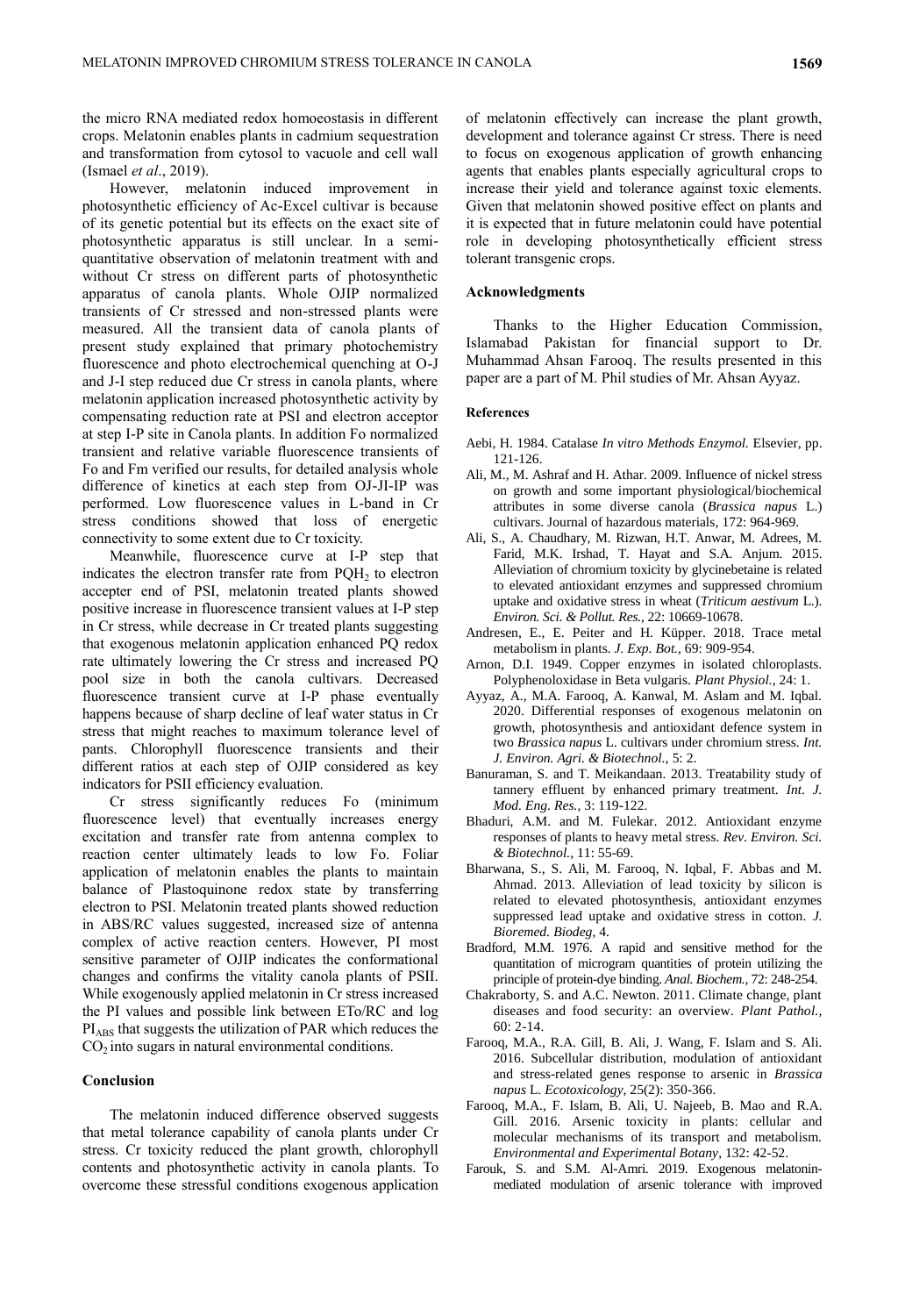the micro RNA mediated redox homoeostasis in different crops. Melatonin enables plants in cadmium sequestration and transformation from cytosol to vacuole and cell wall (Ismael *et al*., 2019).

However, melatonin induced improvement in photosynthetic efficiency of Ac-Excel cultivar is because of its genetic potential but its effects on the exact site of photosynthetic apparatus is still unclear. In a semi-quantitative observation of melatonin treatment with and without Cr stress on different parts of photosynthetic apparatus of canola plants. Whole OJIP normalized transients of Cr stressed and non-stressed plants were measured. All the transient data of canola plants of present study explained that primary photochemistry fluorescence and photo electrochemical quenching at O-J and J-I step reduced due Cr stress in canola plants, where melatonin application increased photosynthetic activity by compensating reduction rate at PSI and electron acceptor at step I-P site in Canola plants. In addition Fo normalized transient and relative variable fluorescence transients of Fo and Fm verified our results, for detailed analysis whole difference of kinetics at each step from OJ-JI-IP was performed. Low fluorescence values in L-band in Cr stress conditions showed that loss of energetic connectivity to some extent due to Cr toxicity.

Meanwhile, fluorescence curve at I-P step that indicates the electron transfer rate from $PQH_2$ to electron accepter end of PSI, melatonin treated plants showed positive increase in fluorescence transient values at I-P step in Cr stress, while decrease in Cr treated plants suggesting that exogenous melatonin application enhanced PQ redox rate ultimately lowering the Cr stress and increased PQ pool size in both the canola cultivars. Decreased fluorescence transient curve at I-P phase eventually happens because of sharp decline of leaf water status in Cr stress that might reaches to maximum tolerance level of pants. Chlorophyll fluorescence transients and their different ratios at each step of OJIP considered as key indicators for PSII efficiency evaluation.

Cr stress significantly reduces Fo (minimum fluorescence level) that eventually increases energy excitation and transfer rate from antenna complex to reaction center ultimately leads to low Fo. Foliar application of melatonin enables the plants to maintain balance of Plastoquinone redox state by transferring electron to PSI. Melatonin treated plants showed reduction in ABS/RC values suggested, increased size of antenna complex of active reaction centers. However, PI most sensitive parameter of OJIP indicates the conformational changes and confirms the vitality canola plants of PSII. While exogenously applied melatonin in Cr stress increased the PI values and possible link between ETo/RC and log $PI_{ABS}$ that suggests the utilization of PAR which reduces the $CO_2$ into sugars in natural environmental conditions.

## Conclusion

The melatonin induced difference observed suggests that metal tolerance capability of canola plants under Cr stress. Cr toxicity reduced the plant growth, chlorophyll contents and photosynthetic activity in canola plants. To overcome these stressful conditions exogenous application of melatonin effectively can increase the plant growth, development and tolerance against Cr stress. There is need to focus on exogenous application of growth enhancing agents that enables plants especially agricultural crops to increase their yield and tolerance against toxic elements. Given that melatonin showed positive effect on plants and it is expected that in future melatonin could have potential role in developing photosynthetically efficient stress tolerant transgenic crops.

## Acknowledgments

Thanks to the Higher Education Commission, Islamabad Pakistan for financial support to Dr. Muhammad Ahsan Farooq. The results presented in this paper are a part of M. Phil studies of Mr. Ahsan Ayyaz.

## References

Aebi, H. 1984. Catalase *In vitro Methods Enzymol.* Elsevier, pp. 121-126.

Ali, M., M. Ashraf and H. Athar. 2009. Influence of nickel stress on growth and some important physiological/biochemical attributes in some diverse canola (*Brassica napus* L.) cultivars. Journal of hazardous materials, 172: 964-969.

Ali, S., A. Chaudhary, M. Rizwan, H.T. Anwar, M. Adrees, M. Farid, M.K. Irshad, T. Hayat and S.A. Anjum. 2015. Alleviation of chromium toxicity by glycinebetaine is related to elevated antioxidant enzymes and suppressed chromium uptake and oxidative stress in wheat (*Triticum aestivum* L.). *Environ. Sci. & Pollut. Res.*, 22: 10669-10678.

Andresen, E., E. Peiter and H. Küpper. 2018. Trace metal metabolism in plants. *J. Exp. Bot.*, 69: 909-954.

Arnon, D.I. 1949. Copper enzymes in isolated chloroplasts. Polyphenoloxidase in Beta vulgaris. *Plant Physiol.*, 24: 1.

Ayyaz, A., M.A. Farooq, A. Kanwal, M. Aslam and M. Iqbal. 2020. Differential responses of exogenous melatonin on growth, photosynthesis and antioxidant defence system in two *Brassica napus* L. cultivars under chromium stress. *Int. J. Environ. Agri. & Biotechnol.*, 5: 2.

Banuraman, S. and T. Meikandaan. 2013. Treatability study of tannery effluent by enhanced primary treatment. *Int. J. Mod. Eng. Res.*, 3: 119-122.

Bhaduri, A.M. and M. Fulekar. 2012. Antioxidant enzyme responses of plants to heavy metal stress. *Rev. Environ. Sci. & Biotechnol.*, 11: 55-69.

Bharwana, S., S. Ali, M. Farooq, N. Iqbal, F. Abbas and M. Ahmad. 2013. Alleviation of lead toxicity by silicon is related to elevated photosynthesis, antioxidant enzymes suppressed lead uptake and oxidative stress in cotton. *J. Bioremed. Biodeg*, 4.

Bradford, M.M. 1976. A rapid and sensitive method for the quantitation of microgram quantities of protein utilizing the principle of protein-dye binding. *Anal. Biochem.*, 72: 248-254.

Chakraborty, S. and A.C. Newton. 2011. Climate change, plant diseases and food security: an overview. *Plant Pathol.*, 60: 2-14.

Farooq, M.A., R.A. Gill, B. Ali, J. Wang, F. Islam and S. Ali. 2016. Subcellular distribution, modulation of antioxidant and stress-related genes response to arsenic in *Brassica napus* L. *Ecotoxicology*, 25(2): 350-366.

Farooq, M.A., F. Islam, B. Ali, U. Najeeb, B. Mao and R.A. Gill. 2016. Arsenic toxicity in plants: cellular and molecular mechanisms of its transport and metabolism. *Environmental and Experimental Botany*, 132: 42-52.

Farouk, S. and S.M. Al-Amri. 2019. Exogenous melatonin-mediated modulation of arsenic tolerance with improved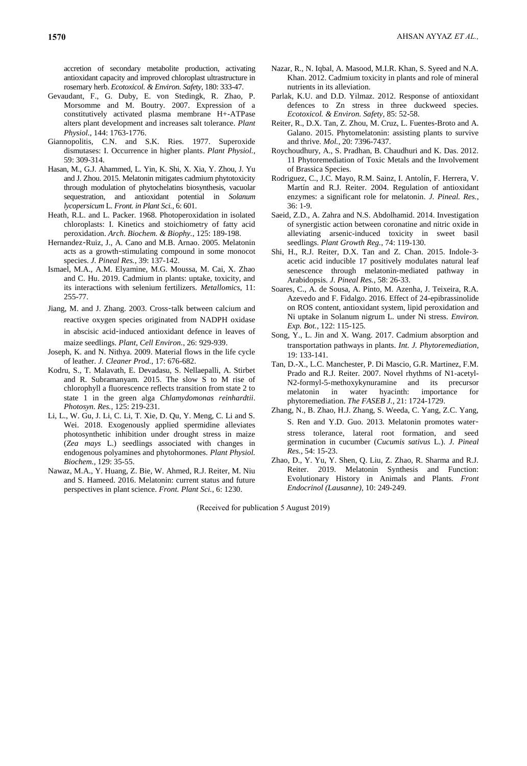accretion of secondary metabolite production, activating antioxidant capacity and improved chloroplast ultrastructure in rosemary herb. *Ecotoxicol. & Environ. Safety*, 180: 333-47.

Gevaudant, F., G. Duby, E. von Stedingk, R. Zhao, P. Morsomme and M. Boutry. 2007. Expression of a constitutively activated plasma membrane H+-ATPase alters plant development and increases salt tolerance. *Plant Physiol.*, 144: 1763-1776.

Giannopolitis, C.N. and S.K. Ries. 1977. Superoxide dismutases: I. Occurrence in higher plants. *Plant Physiol.*, 59: 309-314.

Hasan, M., G.J. Ahammed, L. Yin, K. Shi, X. Xia, Y. Zhou, J. Yu and J. Zhou. 2015. Melatonin mitigates cadmium phytotoxicity through modulation of phytochelatins biosynthesis, vacuolar sequestration, and antioxidant potential in *Solanum lycopersicum* L. *Front. in Plant Sci.*, 6: 601.

Heath, R.L. and L. Packer. 1968. Photoperoxidation in isolated chloroplasts: I. Kinetics and stoichiometry of fatty acid peroxidation. *Arch. Biochem. & Biophy.*, 125: 189-198.

Hernandez‐Ruiz, J., A. Cano and M.B. Arnao. 2005. Melatonin acts as a growth‐stimulating compound in some monocot species. *J. Pineal Res.*, 39: 137-142.

Ismael, M.A., A.M. Elyamine, M.G. Moussa, M. Cai, X. Zhao and C. Hu. 2019. Cadmium in plants: uptake, toxicity, and its interactions with selenium fertilizers. *Metallomics*, 11: 255-77.

Jiang, M. and J. Zhang. 2003. Cross‐talk between calcium and reactive oxygen species originated from NADPH oxidase in abscisic acid‐induced antioxidant defence in leaves of maize seedlings. *Plant, Cell Environ.*, 26: 929-939.

Joseph, K. and N. Nithya. 2009. Material flows in the life cycle of leather. *J. Cleaner Prod.*, 17: 676-682.

Kodru, S., T. Malavath, E. Devadasu, S. Nellaepalli, A. Stirbet and R. Subramanyam. 2015. The slow S to M rise of chlorophyll a fluorescence reflects transition from state 2 to state 1 in the green alga *Chlamydomonas reinhardtii*. *Photosyn. Res.*, 125: 219-231.

Li, L., W. Gu, J. Li, C. Li, T. Xie, D. Qu, Y. Meng, C. Li and S. Wei. 2018. Exogenously applied spermidine alleviates photosynthetic inhibition under drought stress in maize (*Zea mays* L.) seedlings associated with changes in endogenous polyamines and phytohormones. *Plant Physiol. Biochem.*, 129: 35-55.

Nawaz, M.A., Y. Huang, Z. Bie, W. Ahmed, R.J. Reiter, M. Niu and S. Hameed. 2016. Melatonin: current status and future perspectives in plant science. *Front. Plant Sci.*, 6: 1230.

Nazar, R., N. Iqbal, A. Masood, M.I.R. Khan, S. Syeed and N.A. Khan. 2012. Cadmium toxicity in plants and role of mineral nutrients in its alleviation.

Parlak, K.U. and D.D. Yilmaz. 2012. Response of antioxidant defences to Zn stress in three duckweed species. *Ecotoxicol. & Environ. Safety*, 85: 52-58.

Reiter, R., D.X. Tan, Z. Zhou, M. Cruz, L. Fuentes-Broto and A. Galano. 2015. Phytomelatonin: assisting plants to survive and thrive. *Mol.*, 20: 7396-7437.

Roychoudhury, A., S. Pradhan, B. Chaudhuri and K. Das. 2012. 11 Phytoremediation of Toxic Metals and the Involvement of Brassica Species.

Rodriguez, C., J.C. Mayo, R.M. Sainz, I. Antolín, F. Herrera, V. Martín and R.J. Reiter. 2004. Regulation of antioxidant enzymes: a significant role for melatonin. *J. Pineal. Res.*, 36: 1-9.

Saeid, Z.D., A. Zahra and N.S. Abdolhamid. 2014. Investigation of synergistic action between coronatine and nitric oxide in alleviating arsenic-induced toxicity in sweet basil seedlings. *Plant Growth Reg.*, 74: 119-130.

Shi, H., R.J. Reiter, D.X. Tan and Z. Chan. 2015. Indole‐3‐acetic acid inducible 17 positively modulates natural leaf senescence through melatonin‐mediated pathway in Arabidopsis. *J. Pineal Res.*, 58: 26-33.

Soares, C., A. de Sousa, A. Pinto, M. Azenha, J. Teixeira, R.A. Azevedo and F. Fidalgo. 2016. Effect of 24-epibrassinolide on ROS content, antioxidant system, lipid peroxidation and Ni uptake in Solanum nigrum L. under Ni stress. *Environ. Exp. Bot.*, 122: 115-125.

Song, Y., L. Jin and X. Wang. 2017. Cadmium absorption and transportation pathways in plants. *Int. J. Phytoremediation*, 19: 133-141.

Tan, D.-X., L.C. Manchester, P. Di Mascio, G.R. Martinez, F.M. Prado and R.J. Reiter. 2007. Novel rhythms of N1-acetyl-N2-formyl-5-methoxykynuramine and its precursor melatonin in water hyacinth: importance for phytoremediation. *The FASEB J.*, 21: 1724-1729.

Zhang, N., B. Zhao, H.J. Zhang, S. Weeda, C. Yang, Z.C. Yang, S. Ren and Y.D. Guo. 2013. Melatonin promotes water‐stress tolerance, lateral root formation, and seed germination in cucumber (*Cucumis sativus* L.). *J. Pineal Res.*, 54: 15-23.

Zhao, D., Y. Yu, Y. Shen, Q. Liu, Z. Zhao, R. Sharma and R.J. Reiter. 2019. Melatonin Synthesis and Function: Evolutionary History in Animals and Plants. *Front Endocrinol (Lausanne)*, 10: 249-249.

(Received for publication 5 August 2019)